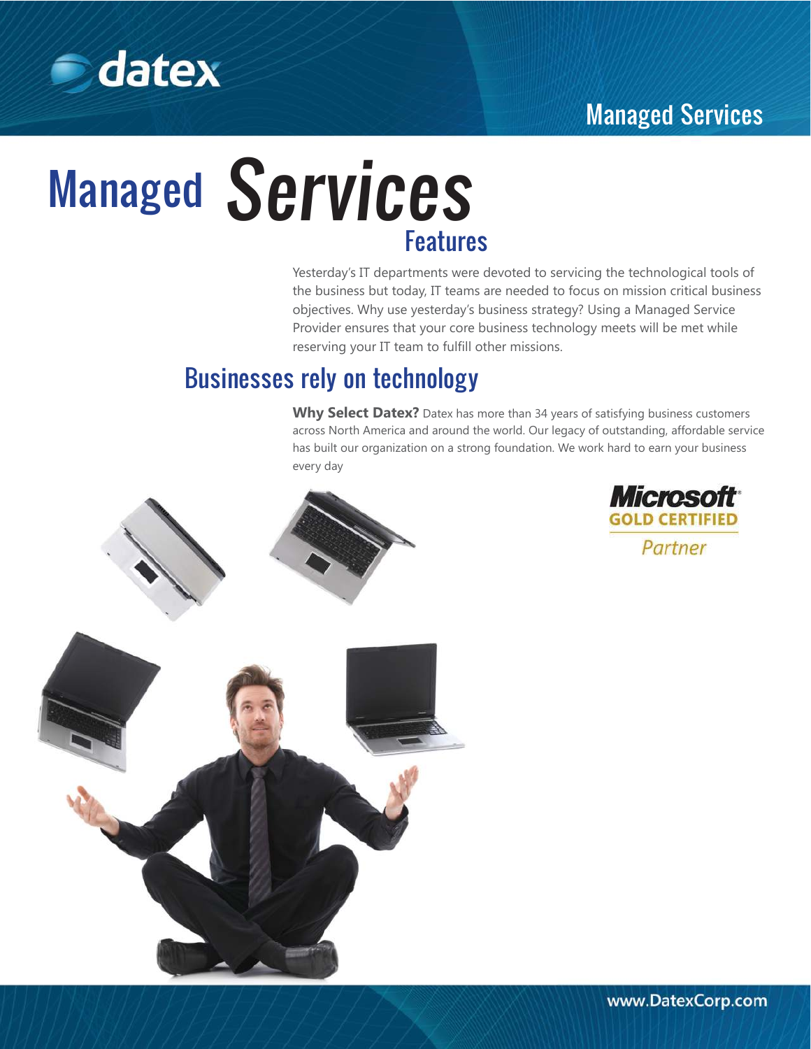# Managed Services

## Features

Yesterday's IT departments were devoted to servicing the technological tools of the business but today, IT teams are needed to focus on mission critical business objectives. Why use yesterday's business strategy? Using a Managed Service Provider ensures that your core business technology meets will be met while reserving your IT team to fulfill other missions.

## Businesses rely on technology

**Why Select Datex?** Datex has more than 34 years of satisfying business customers across North America and around the world. Our legacy of outstanding, affordable service has built our organization on a strong foundation. We work hard to earn your business every day

Microsoft GOLD CERTIFIED Partner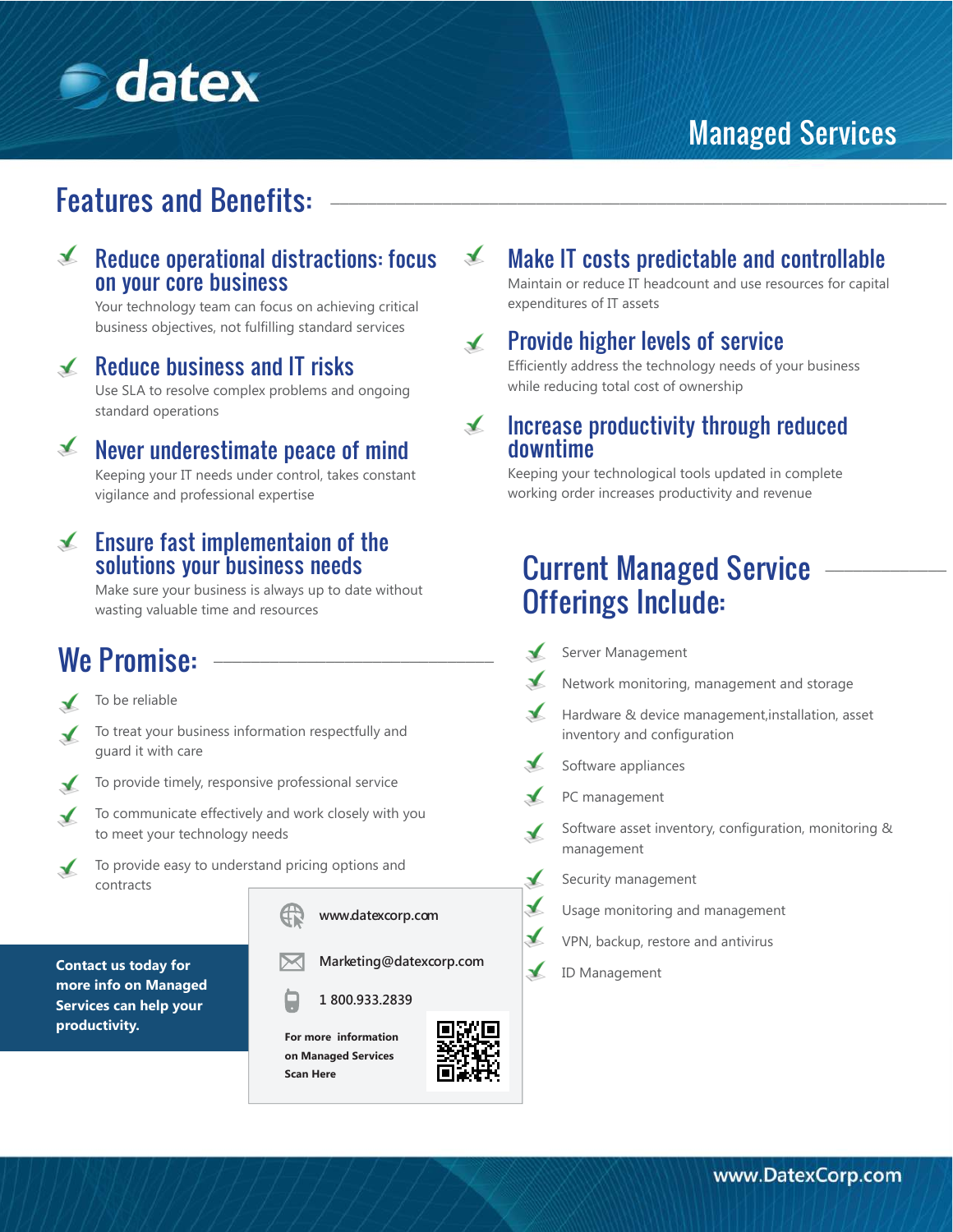# datex

## Managed Services

## Features and Benefits:

- **Reduce operational distractions: focus on your core business**
  Your technology team can focus on achieving critical business objectives, not fulfilling standard services
- **Reduce business and IT risks**
  Use SLA to resolve complex problems and ongoing standard operations
- **Never underestimate peace of mind**
  Keeping your IT needs under control, takes constant vigilance and professional expertise
- **Ensure fast implementaion of the solutions your business needs**
  Make sure your business is always up to date without wasting valuable time and resources
- **Make IT costs predictable and controllable**
  Maintain or reduce IT headcount and use resources for capital expenditures of IT assets
- **Provide higher levels of service**
  Efficiently address the technology needs of your business while reducing total cost of ownership
- **Increase productivity through reduced downtime**
  Keeping your technological tools updated in complete working order increases productivity and revenue

## We Promise:

- To be reliable
- To treat your business information respectfully and guard it with care
- To provide timely, responsive professional service
- To communicate effectively and work closely with you to meet your technology needs
- To provide easy to understand pricing options and contracts

## Current Managed Service Offerings Include:

- Server Management
- Network monitoring, management and storage
- Hardware & device management,installation, asset inventory and configuration
- Software appliances
- PC management
- Software asset inventory, configuration, monitoring & management
- Security management
- Usage monitoring and management
- VPN, backup, restore and antivirus
- ID Management

**Contact us today for more info on Managed Services can help your productivity.**

www.datexcorp.com

Marketing@datexcorp.com

1 800.933.2839

**For more information on Managed Services Scan Here**

www.DatexCorp.com